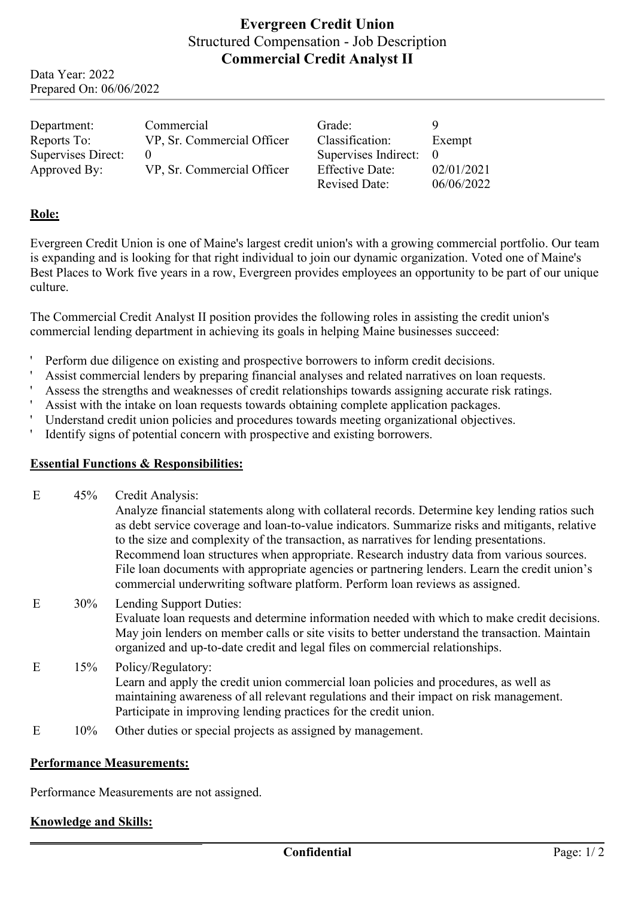# Evergreen Credit Union

Structured Compensation - Job Description

## Commercial Credit Analyst II

Data Year: 2022
Prepared On: 06/06/2022

| | | | |
|---|---|---|---|
| Department: | Commercial | Grade: | 9 |
| Reports To: | VP, Sr. Commercial Officer | Classification: | Exempt |
| Supervises Direct: | 0 | Supervises Indirect: | 0 |
| Approved By: | VP, Sr. Commercial Officer | Effective Date: | 02/01/2021 |
| | | Revised Date: | 06/06/2022 |

**Role:**

Evergreen Credit Union is one of Maine's largest credit union's with a growing commercial portfolio. Our team is expanding and is looking for that right individual to join our dynamic organization. Voted one of Maine's Best Places to Work five years in a row, Evergreen provides employees an opportunity to be part of our unique culture.

The Commercial Credit Analyst II position provides the following roles in assisting the credit union's commercial lending department in achieving its goals in helping Maine businesses succeed:

- Perform due diligence on existing and prospective borrowers to inform credit decisions.
- Assist commercial lenders by preparing financial analyses and related narratives on loan requests.
- Assess the strengths and weaknesses of credit relationships towards assigning accurate risk ratings.
- Assist with the intake on loan requests towards obtaining complete application packages.
- Understand credit union policies and procedures towards meeting organizational objectives.
- Identify signs of potential concern with prospective and existing borrowers.

**Essential Functions & Responsibilities:**

| | | |
|---|---|---|
| E | 45% | Credit Analysis:<br>Analyze financial statements along with collateral records. Determine key lending ratios such as debt service coverage and loan-to-value indicators. Summarize risks and mitigants, relative to the size and complexity of the transaction, as narratives for lending presentations. Recommend loan structures when appropriate. Research industry data from various sources. File loan documents with appropriate agencies or partnering lenders. Learn the credit union's commercial underwriting software platform. Perform loan reviews as assigned. |
| E | 30% | Lending Support Duties:<br>Evaluate loan requests and determine information needed with which to make credit decisions. May join lenders on member calls or site visits to better understand the transaction. Maintain organized and up-to-date credit and legal files on commercial relationships. |
| E | 15% | Policy/Regulatory:<br>Learn and apply the credit union commercial loan policies and procedures, as well as maintaining awareness of all relevant regulations and their impact on risk management. Participate in improving lending practices for the credit union. |
| E | 10% | Other duties or special projects as assigned by management. |

**Performance Measurements:**

Performance Measurements are not assigned.

**Knowledge and Skills:**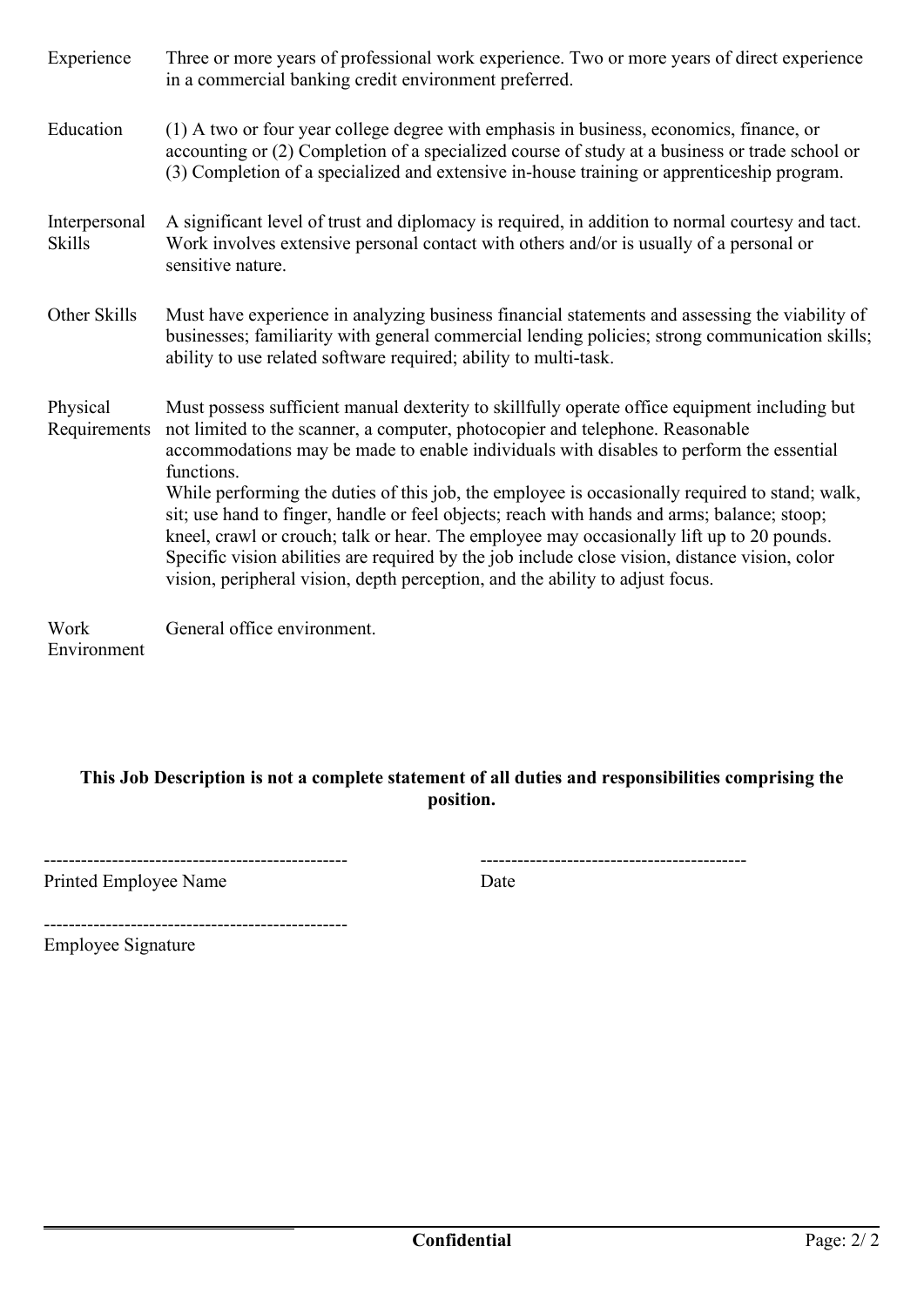| | |
|---|---|
| Experience | Three or more years of professional work experience. Two or more years of direct experience in a commercial banking credit environment preferred. |
| Education | (1) A two or four year college degree with emphasis in business, economics, finance, or accounting or (2) Completion of a specialized course of study at a business or trade school or (3) Completion of a specialized and extensive in-house training or apprenticeship program. |
| Interpersonal Skills | A significant level of trust and diplomacy is required, in addition to normal courtesy and tact. Work involves extensive personal contact with others and/or is usually of a personal or sensitive nature. |
| Other Skills | Must have experience in analyzing business financial statements and assessing the viability of businesses; familiarity with general commercial lending policies; strong communication skills; ability to use related software required; ability to multi-task. |
| Physical Requirements | Must possess sufficient manual dexterity to skillfully operate office equipment including but not limited to the scanner, a computer, photocopier and telephone. Reasonable accommodations may be made to enable individuals with disables to perform the essential functions. While performing the duties of this job, the employee is occasionally required to stand; walk, sit; use hand to finger, handle or feel objects; reach with hands and arms; balance; stoop; kneel, crawl or crouch; talk or hear. The employee may occasionally lift up to 20 pounds. Specific vision abilities are required by the job include close vision, distance vision, color vision, peripheral vision, depth perception, and the ability to adjust focus. |
| Work Environment | General office environment. |

**This Job Description is not a complete statement of all duties and responsibilities comprising the position.**

------------------------------------------------
Printed Employee Name

------------------------------------------
Date

------------------------------------------------
Employee Signature

**Confidential**